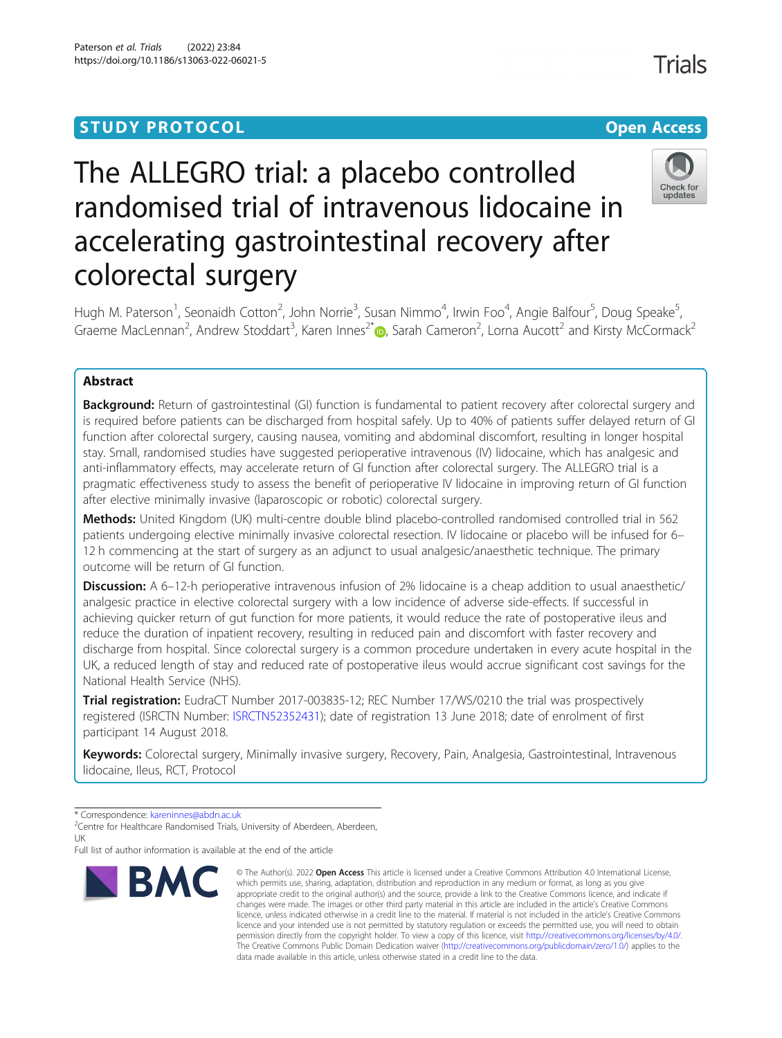STUDY PROTOCOL

Open Access

# The ALLEGRO trial: a placebo controlled randomised trial of intravenous lidocaine in accelerating gastrointestinal recovery after colorectal surgery

Hugh M. Paterson[1], Seonaidh Cotton[2], John Norrie[3], Susan Nimmo[4], Irwin Foo[4], Angie Balfour[5], Doug Speake[5], Graeme MacLennan[2], Andrew Stoddart[3], Karen Innes[2*], Sarah Cameron[2], Lorna Aucott[2] and Kirsty McCormack[2]

## Abstract

**Background:** Return of gastrointestinal (GI) function is fundamental to patient recovery after colorectal surgery and is required before patients can be discharged from hospital safely. Up to 40% of patients suffer delayed return of GI function after colorectal surgery, causing nausea, vomiting and abdominal discomfort, resulting in longer hospital stay. Small, randomised studies have suggested perioperative intravenous (IV) lidocaine, which has analgesic and anti-inflammatory effects, may accelerate return of GI function after colorectal surgery. The ALLEGRO trial is a pragmatic effectiveness study to assess the benefit of perioperative IV lidocaine in improving return of GI function after elective minimally invasive (laparoscopic or robotic) colorectal surgery.

**Methods:** United Kingdom (UK) multi-centre double blind placebo-controlled randomised controlled trial in 562 patients undergoing elective minimally invasive colorectal resection. IV lidocaine or placebo will be infused for 6–12 h commencing at the start of surgery as an adjunct to usual analgesic/anaesthetic technique. The primary outcome will be return of GI function.

**Discussion:** A 6–12-h perioperative intravenous infusion of 2% lidocaine is a cheap addition to usual anaesthetic/analgesic practice in elective colorectal surgery with a low incidence of adverse side-effects. If successful in achieving quicker return of gut function for more patients, it would reduce the rate of postoperative ileus and reduce the duration of inpatient recovery, resulting in reduced pain and discomfort with faster recovery and discharge from hospital. Since colorectal surgery is a common procedure undertaken in every acute hospital in the UK, a reduced length of stay and reduced rate of postoperative ileus would accrue significant cost savings for the National Health Service (NHS).

**Trial registration:** EudraCT Number 2017-003835-12; REC Number 17/WS/0210 the trial was prospectively registered (ISRCTN Number: ISRCTN52352431); date of registration 13 June 2018; date of enrolment of first participant 14 August 2018.

**Keywords:** Colorectal surgery, Minimally invasive surgery, Recovery, Pain, Analgesia, Gastrointestinal, Intravenous lidocaine, Ileus, RCT, Protocol

\* Correspondence: kareninnes@abdn.ac.uk
[2]Centre for Healthcare Randomised Trials, University of Aberdeen, Aberdeen, UK
Full list of author information is available at the end of the article

© The Author(s). 2022 **Open Access** This article is licensed under a Creative Commons Attribution 4.0 International License, which permits use, sharing, adaptation, distribution and reproduction in any medium or format, as long as you give appropriate credit to the original author(s) and the source, provide a link to the Creative Commons licence, and indicate if changes were made. The images or other third party material in this article are included in the article's Creative Commons licence, unless indicated otherwise in a credit line to the material. If material is not included in the article's Creative Commons licence and your intended use is not permitted by statutory regulation or exceeds the permitted use, you will need to obtain permission directly from the copyright holder. To view a copy of this licence, visit http://creativecommons.org/licenses/by/4.0/. The Creative Commons Public Domain Dedication waiver (http://creativecommons.org/publicdomain/zero/1.0/) applies to the data made available in this article, unless otherwise stated in a credit line to the data.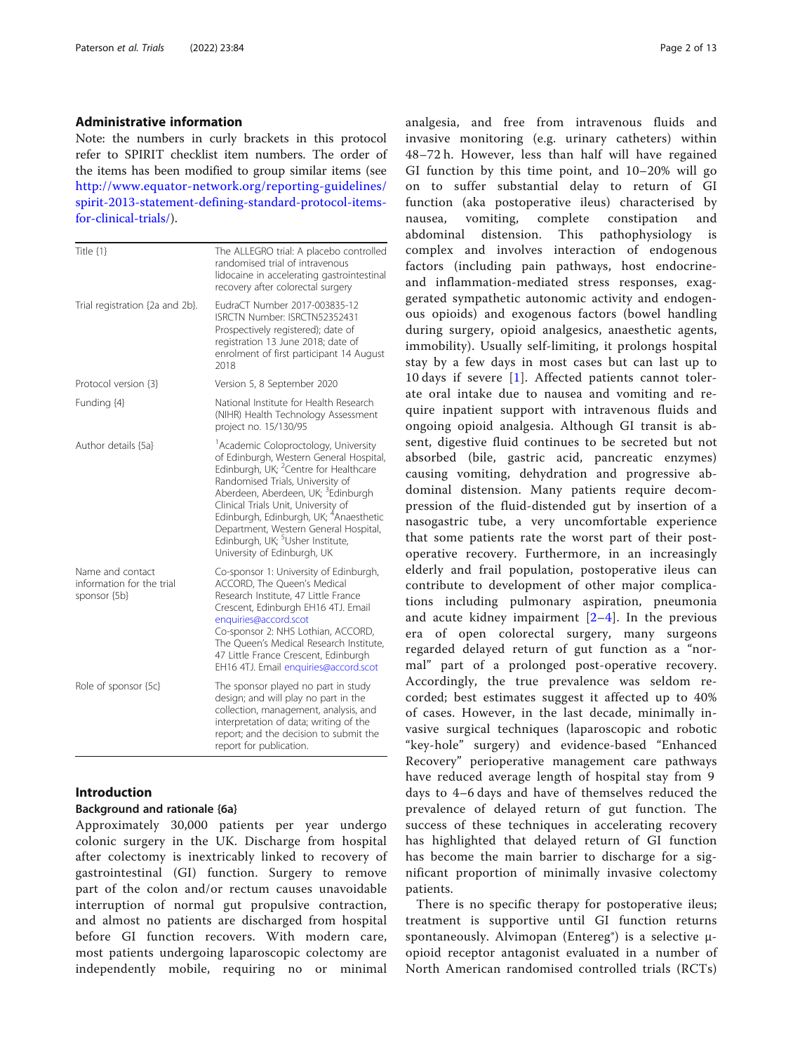## Administrative information

Note: the numbers in curly brackets in this protocol refer to SPIRIT checklist item numbers. The order of the items has been modified to group similar items (see http://www.equator-network.org/reporting-guidelines/spirit-2013-statement-defining-standard-protocol-items-for-clinical-trials/).

| | |
|---|---|
| Title {1} | The ALLEGRO trial: A placebo controlled randomised trial of intravenous lidocaine in accelerating gastrointestinal recovery after colorectal surgery |
| Trial registration {2a and 2b}. | EudraCT Number 2017-003835-12 ISRCTN Number: ISRCTN52352431 Prospectively registered; date of registration 13 June 2018; date of enrolment of first participant 14 August 2018 |
| Protocol version {3} | Version 5, 8 September 2020 |
| Funding {4} | National Institute for Health Research (NIHR) Health Technology Assessment project no. 15/130/95 |
| Author details {5a} | [1]Academic Coloproctology, University of Edinburgh, Western General Hospital, Edinburgh, UK; [2]Centre for Healthcare Randomised Trials, University of Aberdeen, Aberdeen, UK; [3]Edinburgh Clinical Trials Unit, University of Edinburgh, Edinburgh, UK; [4]Anaesthetic Department, Western General Hospital, Edinburgh, UK; [5]Usher Institute, University of Edinburgh, UK |
| Name and contact information for the trial sponsor {5b} | Co-sponsor 1: University of Edinburgh, ACCORD, The Queen's Medical Research Institute, 47 Little France Crescent, Edinburgh EH16 4TJ. Email enquiries@accord.scot Co-sponsor 2: NHS Lothian, ACCORD, The Queen's Medical Research Institute, 47 Little France Crescent, Edinburgh EH16 4TJ. Email enquiries@accord.scot |
| Role of sponsor {5c} | The sponsor played no part in study design; and will play no part in the collection, management, analysis, and interpretation of data; writing of the report; and the decision to submit the report for publication. |

## Introduction

### Background and rationale {6a}

Approximately 30,000 patients per year undergo colonic surgery in the UK. Discharge from hospital after colectomy is inextricably linked to recovery of gastrointestinal (GI) function. Surgery to remove part of the colon and/or rectum causes unavoidable interruption of normal gut propulsive contraction, and almost no patients are discharged from hospital before GI function recovers. With modern care, most patients undergoing laparoscopic colectomy are independently mobile, requiring no or minimal analgesia, and free from intravenous fluids and invasive monitoring (e.g. urinary catheters) within 48–72 h. However, less than half will have regained GI function by this time point, and 10–20% will go on to suffer substantial delay to return of GI function (aka postoperative ileus) characterised by nausea, vomiting, complete constipation and abdominal distension. This pathophysiology is complex and involves interaction of endogenous factors (including pain pathways, host endocrine- and inflammation-mediated stress responses, exaggerated sympathetic autonomic activity and endogenous opioids) and exogenous factors (bowel handling during surgery, opioid analgesics, anaesthetic agents, immobility). Usually self-limiting, it prolongs hospital stay by a few days in most cases but can last up to 10 days if severe [1]. Affected patients cannot tolerate oral intake due to nausea and vomiting and require inpatient support with intravenous fluids and ongoing opioid analgesia. Although GI transit is absent, digestive fluid continues to be secreted but not absorbed (bile, gastric acid, pancreatic enzymes) causing vomiting, dehydration and progressive abdominal distension. Many patients require decompression of the fluid-distended gut by insertion of a nasogastric tube, a very uncomfortable experience that some patients rate the worst part of their post-operative recovery. Furthermore, in an increasingly elderly and frail population, postoperative ileus can contribute to development of other major complications including pulmonary aspiration, pneumonia and acute kidney impairment [2–4]. In the previous era of open colorectal surgery, many surgeons regarded delayed return of gut function as a "normal" part of a prolonged post-operative recovery. Accordingly, the true prevalence was seldom recorded; best estimates suggest it affected up to 40% of cases. However, in the last decade, minimally invasive surgical techniques (laparoscopic and robotic "key-hole" surgery) and evidence-based "Enhanced Recovery" perioperative management care pathways have reduced average length of hospital stay from 9 days to 4–6 days and have of themselves reduced the prevalence of delayed return of gut function. The success of these techniques in accelerating recovery has highlighted that delayed return of GI function has become the main barrier to discharge for a significant proportion of minimally invasive colectomy patients.

There is no specific therapy for postoperative ileus; treatment is supportive until GI function returns spontaneously. Alvimopan (Entereg®) is a selective μ-opioid receptor antagonist evaluated in a number of North American randomised controlled trials (RCTs)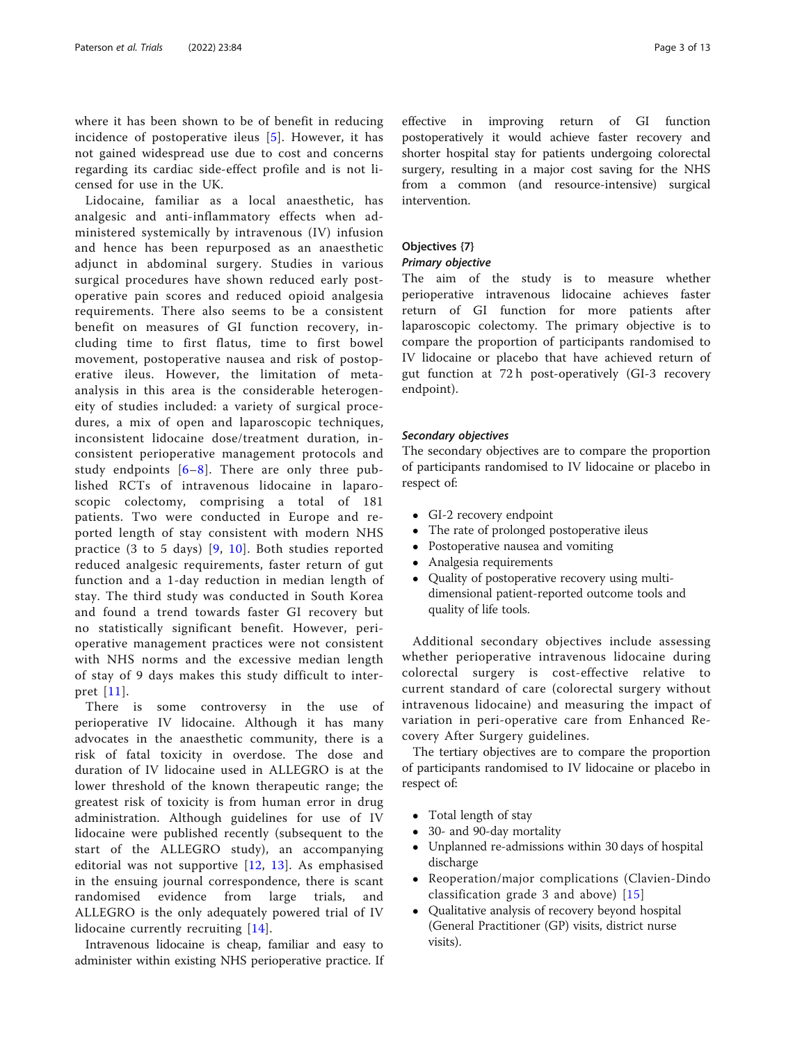where it has been shown to be of benefit in reducing incidence of postoperative ileus [5]. However, it has not gained widespread use due to cost and concerns regarding its cardiac side-effect profile and is not licensed for use in the UK.

Lidocaine, familiar as a local anaesthetic, has analgesic and anti-inflammatory effects when administered systemically by intravenous (IV) infusion and hence has been repurposed as an anaesthetic adjunct in abdominal surgery. Studies in various surgical procedures have shown reduced early postoperative pain scores and reduced opioid analgesia requirements. There also seems to be a consistent benefit on measures of GI function recovery, including time to first flatus, time to first bowel movement, postoperative nausea and risk of postoperative ileus. However, the limitation of meta-analysis in this area is the considerable heterogeneity of studies included: a variety of surgical procedures, a mix of open and laparoscopic techniques, inconsistent lidocaine dose/treatment duration, inconsistent perioperative management protocols and study endpoints [6–8]. There are only three published RCTs of intravenous lidocaine in laparoscopic colectomy, comprising a total of 181 patients. Two were conducted in Europe and reported length of stay consistent with modern NHS practice (3 to 5 days) [9, 10]. Both studies reported reduced analgesic requirements, faster return of gut function and a 1-day reduction in median length of stay. The third study was conducted in South Korea and found a trend towards faster GI recovery but no statistically significant benefit. However, perioperative management practices were not consistent with NHS norms and the excessive median length of stay of 9 days makes this study difficult to interpret [11].

There is some controversy in the use of perioperative IV lidocaine. Although it has many advocates in the anaesthetic community, there is a risk of fatal toxicity in overdose. The dose and duration of IV lidocaine used in ALLEGRO is at the lower threshold of the known therapeutic range; the greatest risk of toxicity is from human error in drug administration. Although guidelines for use of IV lidocaine were published recently (subsequent to the start of the ALLEGRO study), an accompanying editorial was not supportive [12, 13]. As emphasised in the ensuing journal correspondence, there is scant randomised evidence from large trials, and ALLEGRO is the only adequately powered trial of IV lidocaine currently recruiting [14].

Intravenous lidocaine is cheap, familiar and easy to administer within existing NHS perioperative practice. If effective in improving return of GI function postoperatively it would achieve faster recovery and shorter hospital stay for patients undergoing colorectal surgery, resulting in a major cost saving for the NHS from a common (and resource-intensive) surgical intervention.

## Objectives {7}

### *Primary objective*

The aim of the study is to measure whether perioperative intravenous lidocaine achieves faster return of GI function for more patients after laparoscopic colectomy. The primary objective is to compare the proportion of participants randomised to IV lidocaine or placebo that have achieved return of gut function at 72 h post-operatively (GI-3 recovery endpoint).

### *Secondary objectives*

The secondary objectives are to compare the proportion of participants randomised to IV lidocaine or placebo in respect of:

- GI-2 recovery endpoint
- The rate of prolonged postoperative ileus
- Postoperative nausea and vomiting
- Analgesia requirements
- Quality of postoperative recovery using multi-dimensional patient-reported outcome tools and quality of life tools.

Additional secondary objectives include assessing whether perioperative intravenous lidocaine during colorectal surgery is cost-effective relative to current standard of care (colorectal surgery without intravenous lidocaine) and measuring the impact of variation in peri-operative care from Enhanced Recovery After Surgery guidelines.

The tertiary objectives are to compare the proportion of participants randomised to IV lidocaine or placebo in respect of:

- Total length of stay
- 30- and 90-day mortality
- Unplanned re-admissions within 30 days of hospital discharge
- Reoperation/major complications (Clavien-Dindo classification grade 3 and above) [15]
- Qualitative analysis of recovery beyond hospital (General Practitioner (GP) visits, district nurse visits).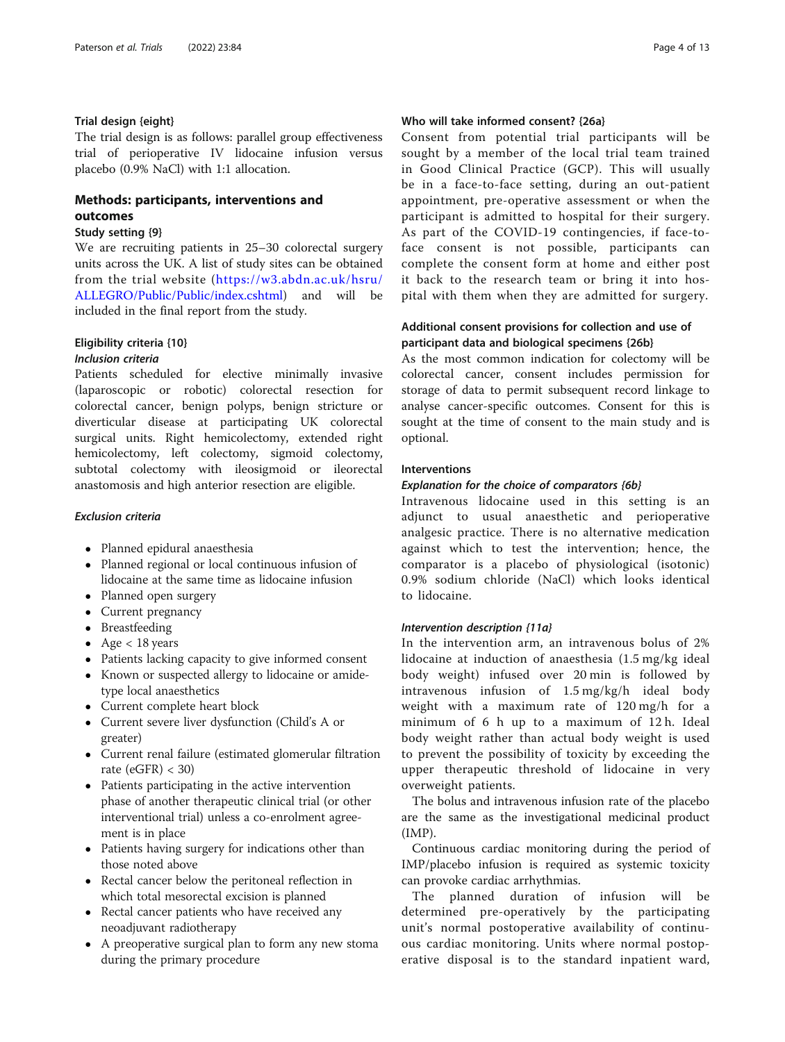### Trial design {eight}

The trial design is as follows: parallel group effectiveness trial of perioperative IV lidocaine infusion versus placebo (0.9% NaCl) with 1:1 allocation.

## Methods: participants, interventions and outcomes

### Study setting {9}

We are recruiting patients in 25–30 colorectal surgery units across the UK. A list of study sites can be obtained from the trial website (https://w3.abdn.ac.uk/hsru/ALLEGRO/Public/Public/index.cshtml) and will be included in the final report from the study.

### Eligibility criteria {10}

#### *Inclusion criteria*

Patients scheduled for elective minimally invasive (laparoscopic or robotic) colorectal resection for colorectal cancer, benign polyps, benign stricture or diverticular disease at participating UK colorectal surgical units. Right hemicolectomy, extended right hemicolectomy, left colectomy, sigmoid colectomy, subtotal colectomy with ileosigmoid or ileorectal anastomosis and high anterior resection are eligible.

#### *Exclusion criteria*

- Planned epidural anaesthesia
- Planned regional or local continuous infusion of lidocaine at the same time as lidocaine infusion
- Planned open surgery
- Current pregnancy
- Breastfeeding
- Age < 18 years
- Patients lacking capacity to give informed consent
- Known or suspected allergy to lidocaine or amide-type local anaesthetics
- Current complete heart block
- Current severe liver dysfunction (Child's A or greater)
- Current renal failure (estimated glomerular filtration rate (eGFR) < 30)
- Patients participating in the active intervention phase of another therapeutic clinical trial (or other interventional trial) unless a co-enrolment agreement is in place
- Patients having surgery for indications other than those noted above
- Rectal cancer below the peritoneal reflection in which total mesorectal excision is planned
- Rectal cancer patients who have received any neoadjuvant radiotherapy
- A preoperative surgical plan to form any new stoma during the primary procedure

### Who will take informed consent? {26a}

Consent from potential trial participants will be sought by a member of the local trial team trained in Good Clinical Practice (GCP). This will usually be in a face-to-face setting, during an out-patient appointment, pre-operative assessment or when the participant is admitted to hospital for their surgery. As part of the COVID-19 contingencies, if face-to-face consent is not possible, participants can complete the consent form at home and either post it back to the research team or bring it into hospital with them when they are admitted for surgery.

### Additional consent provisions for collection and use of participant data and biological specimens {26b}

As the most common indication for colectomy will be colorectal cancer, consent includes permission for storage of data to permit subsequent record linkage to analyse cancer-specific outcomes. Consent for this is sought at the time of consent to the main study and is optional.

### Interventions

#### *Explanation for the choice of comparators {6b}*

Intravenous lidocaine used in this setting is an adjunct to usual anaesthetic and perioperative analgesic practice. There is no alternative medication against which to test the intervention; hence, the comparator is a placebo of physiological (isotonic) 0.9% sodium chloride (NaCl) which looks identical to lidocaine.

#### *Intervention description {11a}*

In the intervention arm, an intravenous bolus of 2% lidocaine at induction of anaesthesia (1.5 mg/kg ideal body weight) infused over 20 min is followed by intravenous infusion of 1.5 mg/kg/h ideal body weight with a maximum rate of 120 mg/h for a minimum of 6 h up to a maximum of 12 h. Ideal body weight rather than actual body weight is used to prevent the possibility of toxicity by exceeding the upper therapeutic threshold of lidocaine in very overweight patients.

The bolus and intravenous infusion rate of the placebo are the same as the investigational medicinal product (IMP).

Continuous cardiac monitoring during the period of IMP/placebo infusion is required as systemic toxicity can provoke cardiac arrhythmias.

The planned duration of infusion will be determined pre-operatively by the participating unit's normal postoperative availability of continuous cardiac monitoring. Units where normal postoperative disposal is to the standard inpatient ward,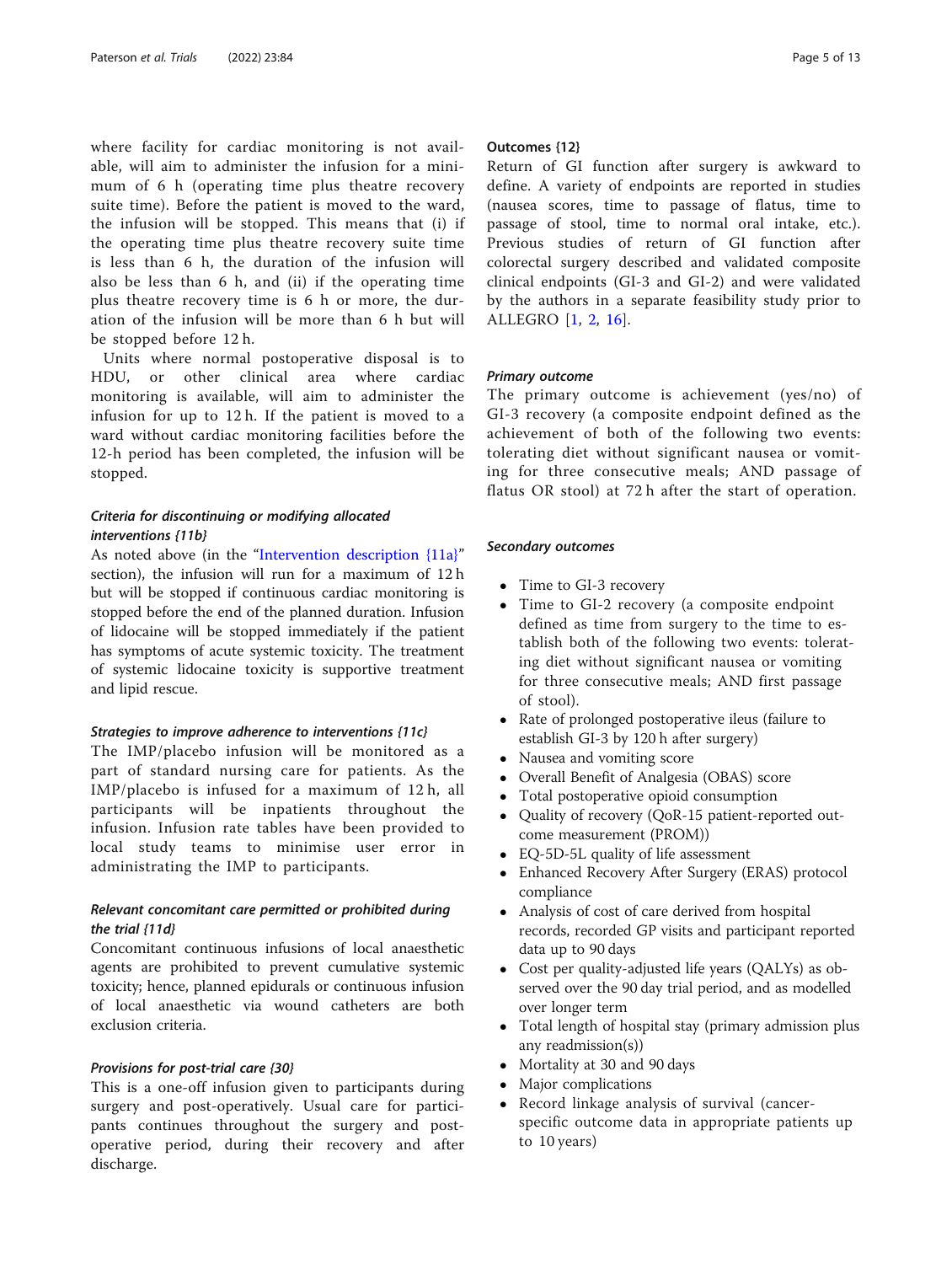where facility for cardiac monitoring is not available, will aim to administer the infusion for a minimum of 6 h (operating time plus theatre recovery suite time). Before the patient is moved to the ward, the infusion will be stopped. This means that (i) if the operating time plus theatre recovery suite time is less than 6 h, the duration of the infusion will also be less than 6 h, and (ii) if the operating time plus theatre recovery time is 6 h or more, the duration of the infusion will be more than 6 h but will be stopped before 12 h.

Units where normal postoperative disposal is to HDU, or other clinical area where cardiac monitoring is available, will aim to administer the infusion for up to 12 h. If the patient is moved to a ward without cardiac monitoring facilities before the 12-h period has been completed, the infusion will be stopped.

### *Criteria for discontinuing or modifying allocated interventions {11b}*

As noted above (in the "Intervention description {11a}" section), the infusion will run for a maximum of 12 h but will be stopped if continuous cardiac monitoring is stopped before the end of the planned duration. Infusion of lidocaine will be stopped immediately if the patient has symptoms of acute systemic toxicity. The treatment of systemic lidocaine toxicity is supportive treatment and lipid rescue.

#### *Strategies to improve adherence to interventions {11c}*

The IMP/placebo infusion will be monitored as a part of standard nursing care for patients. As the IMP/placebo is infused for a maximum of 12 h, all participants will be inpatients throughout the infusion. Infusion rate tables have been provided to local study teams to minimise user error in administrating the IMP to participants.

### *Relevant concomitant care permitted or prohibited during the trial {11d}*

Concomitant continuous infusions of local anaesthetic agents are prohibited to prevent cumulative systemic toxicity; hence, planned epidurals or continuous infusion of local anaesthetic via wound catheters are both exclusion criteria.

### *Provisions for post-trial care {30}*

This is a one-off infusion given to participants during surgery and post-operatively. Usual care for participants continues throughout the surgery and post-operative period, during their recovery and after discharge.

## Outcomes {12}

Return of GI function after surgery is awkward to define. A variety of endpoints are reported in studies (nausea scores, time to passage of flatus, time to passage of stool, time to normal oral intake, etc.). Previous studies of return of GI function after colorectal surgery described and validated composite clinical endpoints (GI-3 and GI-2) and were validated by the authors in a separate feasibility study prior to ALLEGRO [1, 2, 16].

### *Primary outcome*

The primary outcome is achievement (yes/no) of GI-3 recovery (a composite endpoint defined as the achievement of both of the following two events: tolerating diet without significant nausea or vomiting for three consecutive meals; AND passage of flatus OR stool) at 72 h after the start of operation.

### *Secondary outcomes*

- Time to GI-3 recovery
- Time to GI-2 recovery (a composite endpoint defined as time from surgery to the time to establish both of the following two events: tolerating diet without significant nausea or vomiting for three consecutive meals; AND first passage of stool).
- Rate of prolonged postoperative ileus (failure to establish GI-3 by 120 h after surgery)
- Nausea and vomiting score
- Overall Benefit of Analgesia (OBAS) score
- Total postoperative opioid consumption
- Quality of recovery (QoR-15 patient-reported outcome measurement (PROM))
- EQ-5D-5L quality of life assessment
- Enhanced Recovery After Surgery (ERAS) protocol compliance
- Analysis of cost of care derived from hospital records, recorded GP visits and participant reported data up to 90 days
- Cost per quality-adjusted life years (QALYs) as observed over the 90 day trial period, and as modelled over longer term
- Total length of hospital stay (primary admission plus any readmission(s))
- Mortality at 30 and 90 days
- Major complications
- Record linkage analysis of survival (cancer-specific outcome data in appropriate patients up to 10 years)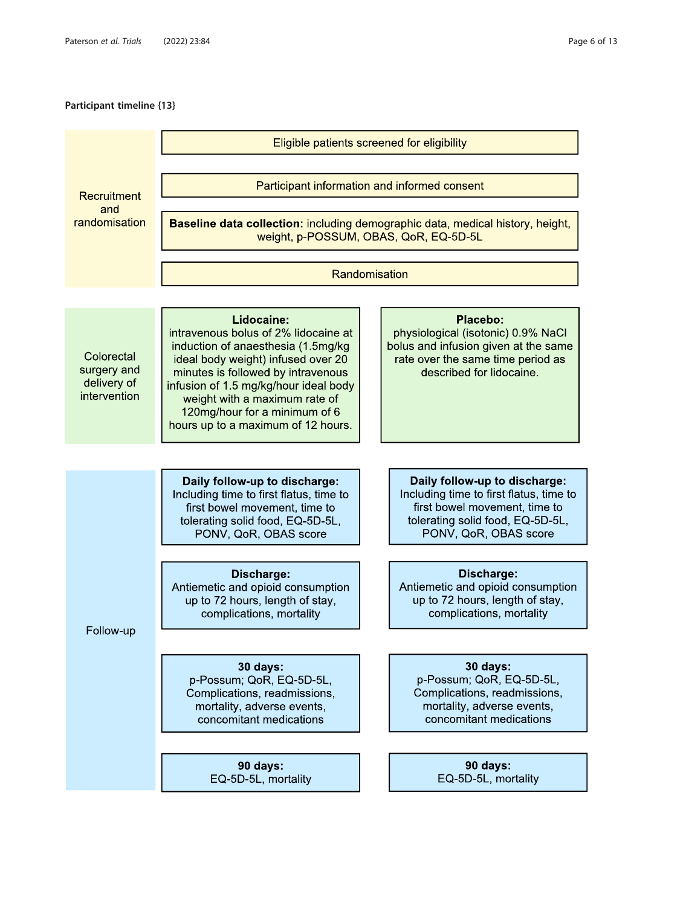**Participant timeline {13}**

**Recruitment and randomisation**

Eligible patients screened for eligibility

Participant information and informed consent

**Baseline data collection:** including demographic data, medical history, height, weight, p-POSSUM, OBAS, QoR, EQ-5D-5L

Randomisation

**Colorectal surgery and delivery of intervention**

| Lidocaine | Placebo |
| --- | --- |
| **Lidocaine:** intravenous bolus of 2% lidocaine at induction of anaesthesia (1.5mg/kg ideal body weight) infused over 20 minutes is followed by intravenous infusion of 1.5 mg/kg/hour ideal body weight with a maximum rate of 120mg/hour for a minimum of 6 hours up to a maximum of 12 hours. | **Placebo:** physiological (isotonic) 0.9% NaCl bolus and infusion given at the same rate over the same time period as described for lidocaine. |

**Follow-up**

| Lidocaine | Placebo |
| --- | --- |
| **Daily follow-up to discharge:** Including time to first flatus, time to first bowel movement, time to tolerating solid food, EQ-5D-5L, PONV, QoR, OBAS score | **Daily follow-up to discharge:** Including time to first flatus, time to first bowel movement, time to tolerating solid food, EQ-5D-5L, PONV, QoR, OBAS score |
| **Discharge:** Antiemetic and opioid consumption up to 72 hours, length of stay, complications, mortality | **Discharge:** Antiemetic and opioid consumption up to 72 hours, length of stay, complications, mortality |
| **30 days:** p-Possum; QoR, EQ-5D-5L, Complications, readmissions, mortality, adverse events, concomitant medications | **30 days:** p-Possum; QoR, EQ-5D-5L, Complications, readmissions, mortality, adverse events, concomitant medications |
| **90 days:** EQ-5D-5L, mortality | **90 days:** EQ-5D-5L, mortality |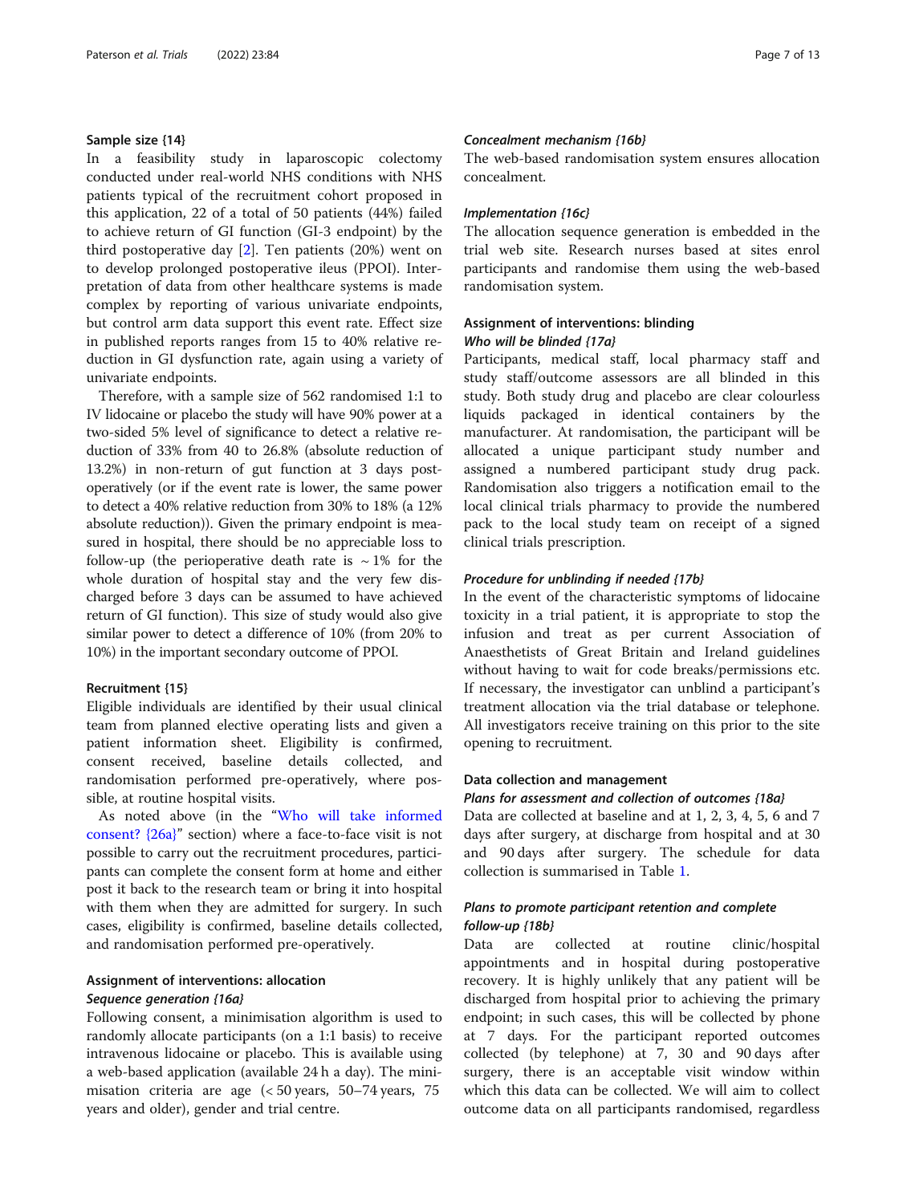### Sample size {14}

In a feasibility study in laparoscopic colectomy conducted under real-world NHS conditions with NHS patients typical of the recruitment cohort proposed in this application, 22 of a total of 50 patients (44%) failed to achieve return of GI function (GI-3 endpoint) by the third postoperative day [2]. Ten patients (20%) went on to develop prolonged postoperative ileus (PPOI). Interpretation of data from other healthcare systems is made complex by reporting of various univariate endpoints, but control arm data support this event rate. Effect size in published reports ranges from 15 to 40% relative reduction in GI dysfunction rate, again using a variety of univariate endpoints.

Therefore, with a sample size of 562 randomised 1:1 to IV lidocaine or placebo the study will have 90% power at a two-sided 5% level of significance to detect a relative reduction of 33% from 40 to 26.8% (absolute reduction of 13.2%) in non-return of gut function at 3 days post-operatively (or if the event rate is lower, the same power to detect a 40% relative reduction from 30% to 18% (a 12% absolute reduction)). Given the primary endpoint is measured in hospital, there should be no appreciable loss to follow-up (the perioperative death rate is ~1% for the whole duration of hospital stay and the very few discharged before 3 days can be assumed to have achieved return of GI function). This size of study would also give similar power to detect a difference of 10% (from 20% to 10%) in the important secondary outcome of PPOI.

### Recruitment {15}

Eligible individuals are identified by their usual clinical team from planned elective operating lists and given a patient information sheet. Eligibility is confirmed, consent received, baseline details collected, and randomisation performed pre-operatively, where possible, at routine hospital visits.

As noted above (in the "Who will take informed consent? {26a}" section) where a face-to-face visit is not possible to carry out the recruitment procedures, participants can complete the consent form at home and either post it back to the research team or bring it into hospital with them when they are admitted for surgery. In such cases, eligibility is confirmed, baseline details collected, and randomisation performed pre-operatively.

### Assignment of interventions: allocation

#### *Sequence generation {16a}*

Following consent, a minimisation algorithm is used to randomly allocate participants (on a 1:1 basis) to receive intravenous lidocaine or placebo. This is available using a web-based application (available 24 h a day). The minimisation criteria are age (< 50 years, 50–74 years, 75 years and older), gender and trial centre.

#### *Concealment mechanism {16b}*

The web-based randomisation system ensures allocation concealment.

#### *Implementation {16c}*

The allocation sequence generation is embedded in the trial web site. Research nurses based at sites enrol participants and randomise them using the web-based randomisation system.

### Assignment of interventions: blinding

#### *Who will be blinded {17a}*

Participants, medical staff, local pharmacy staff and study staff/outcome assessors are all blinded in this study. Both study drug and placebo are clear colourless liquids packaged in identical containers by the manufacturer. At randomisation, the participant will be allocated a unique participant study number and assigned a numbered participant study drug pack. Randomisation also triggers a notification email to the local clinical trials pharmacy to provide the numbered pack to the local study team on receipt of a signed clinical trials prescription.

#### *Procedure for unblinding if needed {17b}*

In the event of the characteristic symptoms of lidocaine toxicity in a trial patient, it is appropriate to stop the infusion and treat as per current Association of Anaesthetists of Great Britain and Ireland guidelines without having to wait for code breaks/permissions etc. If necessary, the investigator can unblind a participant's treatment allocation via the trial database or telephone. All investigators receive training on this prior to the site opening to recruitment.

### Data collection and management

#### *Plans for assessment and collection of outcomes {18a}*

Data are collected at baseline and at 1, 2, 3, 4, 5, 6 and 7 days after surgery, at discharge from hospital and at 30 and 90 days after surgery. The schedule for data collection is summarised in Table 1.

#### *Plans to promote participant retention and complete follow-up {18b}*

Data are collected at routine clinic/hospital appointments and in hospital during postoperative recovery. It is highly unlikely that any patient will be discharged from hospital prior to achieving the primary endpoint; in such cases, this will be collected by phone at 7 days. For the participant reported outcomes collected (by telephone) at 7, 30 and 90 days after surgery, there is an acceptable visit window within which this data can be collected. We will aim to collect outcome data on all participants randomised, regardless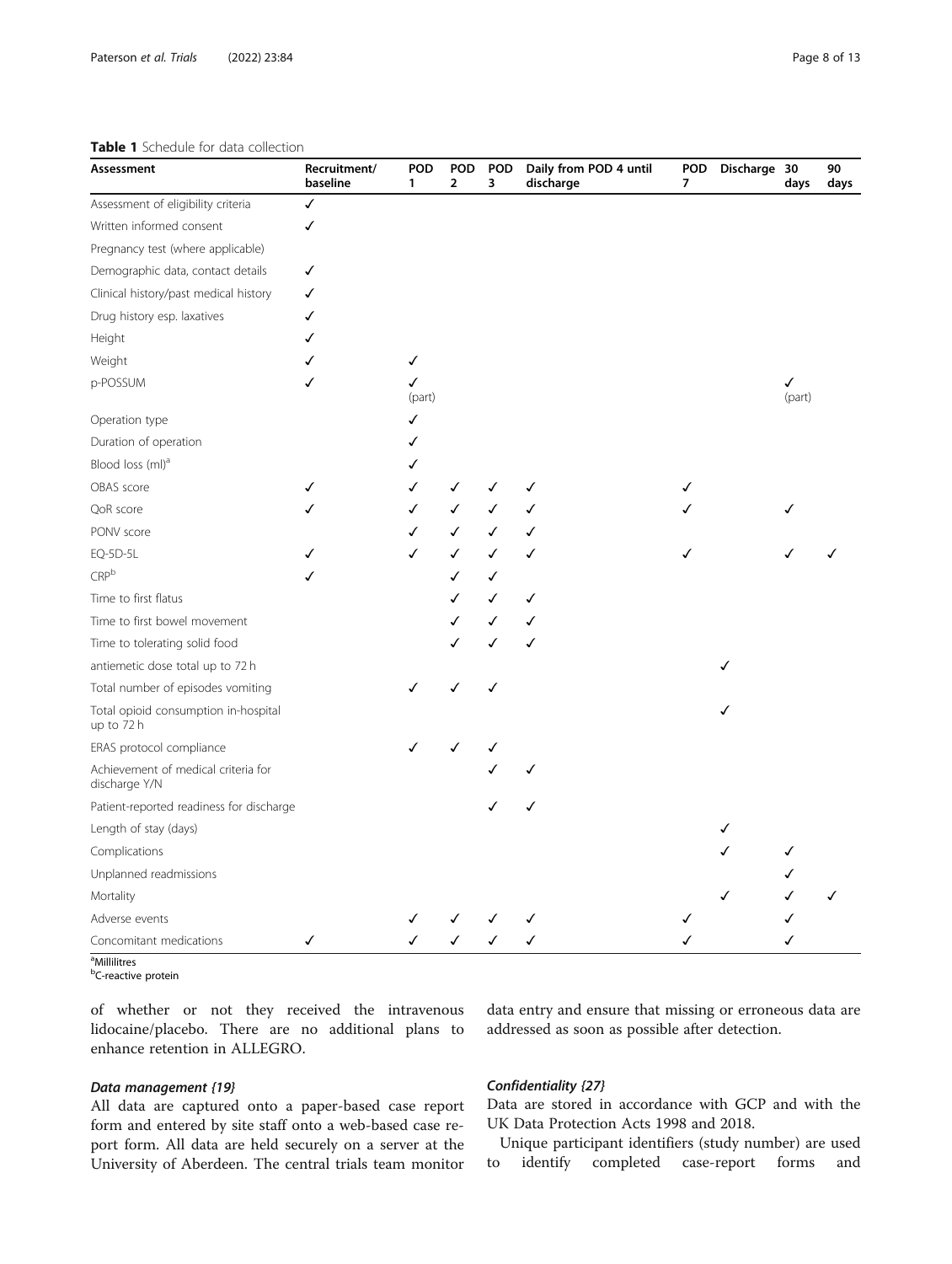**Table 1** Schedule for data collection

| Assessment | Recruitment/ baseline | POD 1 | POD 2 | POD 3 | Daily from POD 4 until discharge | POD 7 | Discharge | 30 days | 90 days |
|---|---|---|---|---|---|---|---|---|---|
| Assessment of eligibility criteria | ✓ | | | | | | | | |
| Written informed consent | ✓ | | | | | | | | |
| Pregnancy test (where applicable) | | | | | | | | | |
| Demographic data, contact details | ✓ | | | | | | | | |
| Clinical history/past medical history | ✓ | | | | | | | | |
| Drug history esp. laxatives | ✓ | | | | | | | | |
| Height | ✓ | | | | | | | | |
| Weight | ✓ | ✓ | | | | | | | |
| p-POSSUM | ✓ | ✓ (part) | | | | | | ✓ (part) | |
| Operation type | | ✓ | | | | | | | |
| Duration of operation | | ✓ | | | | | | | |
| Blood loss (ml)[a] | | ✓ | | | | | | | |
| OBAS score | ✓ | ✓ | ✓ | ✓ | ✓ | ✓ | | | |
| QoR score | ✓ | ✓ | ✓ | ✓ | ✓ | ✓ | | ✓ | |
| PONV score | | ✓ | ✓ | ✓ | ✓ | | | | |
| EQ-5D-5L | ✓ | ✓ | ✓ | ✓ | ✓ | ✓ | | ✓ | ✓ |
| CRP[b] | ✓ | | ✓ | ✓ | | | | | |
| Time to first flatus | | | ✓ | ✓ | ✓ | | | | |
| Time to first bowel movement | | | ✓ | ✓ | ✓ | | | | |
| Time to tolerating solid food | | | ✓ | ✓ | ✓ | | | | |
| antiemetic dose total up to 72 h | | | | | | | ✓ | | |
| Total number of episodes vomiting | | ✓ | ✓ | ✓ | | | | | |
| Total opioid consumption in-hospital up to 72 h | | | | | | | ✓ | | |
| ERAS protocol compliance | | ✓ | ✓ | ✓ | | | | | |
| Achievement of medical criteria for discharge Y/N | | | | ✓ | ✓ | | | | |
| Patient-reported readiness for discharge | | | | ✓ | ✓ | | | | |
| Length of stay (days) | | | | | | | ✓ | | |
| Complications | | | | | | | ✓ | ✓ | |
| Unplanned readmissions | | | | | | | | ✓ | |
| Mortality | | | | | | | ✓ | ✓ | ✓ |
| Adverse events | | ✓ | ✓ | ✓ | ✓ | ✓ | | ✓ | |
| Concomitant medications | ✓ | ✓ | ✓ | ✓ | ✓ | ✓ | | ✓ | |

[a]Millilitres
[b]C-reactive protein

of whether or not they received the intravenous lidocaine/placebo. There are no additional plans to enhance retention in ALLEGRO.

#### *Data management {19}*

All data are captured onto a paper-based case report form and entered by site staff onto a web-based case report form. All data are held securely on a server at the University of Aberdeen. The central trials team monitor data entry and ensure that missing or erroneous data are addressed as soon as possible after detection.

#### *Confidentiality {27}*

Data are stored in accordance with GCP and with the UK Data Protection Acts 1998 and 2018.

Unique participant identifiers (study number) are used to identify completed case-report forms and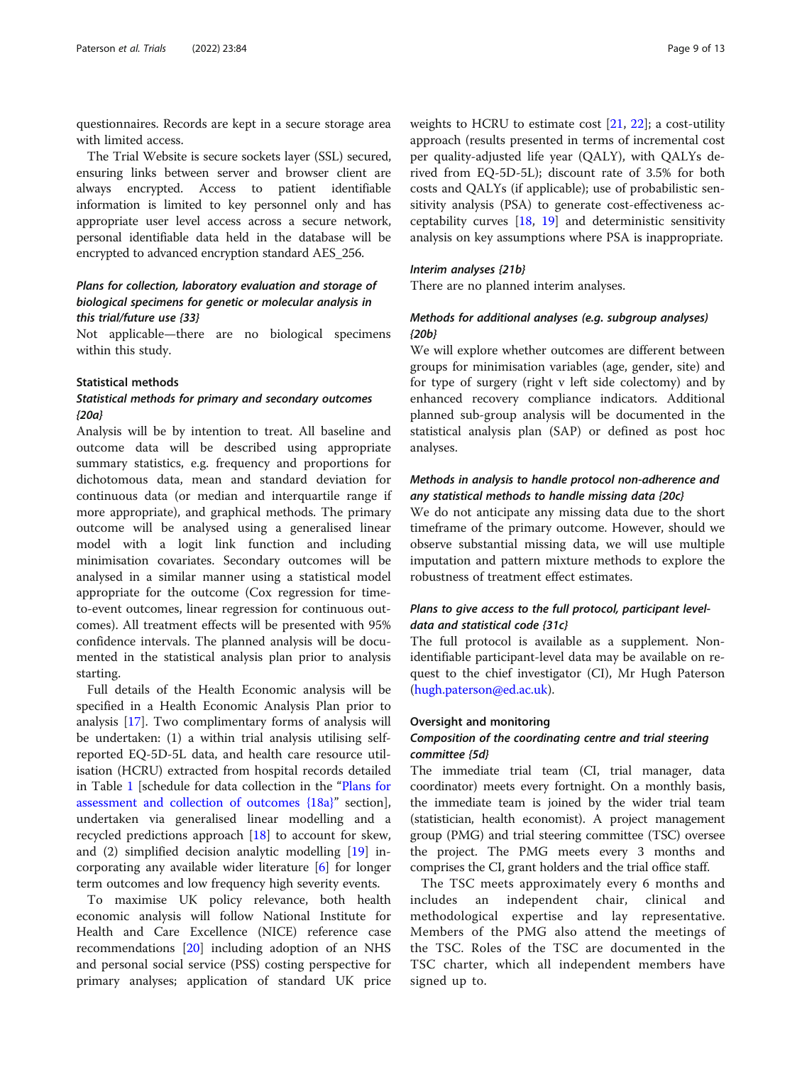questionnaires. Records are kept in a secure storage area with limited access.

The Trial Website is secure sockets layer (SSL) secured, ensuring links between server and browser client are always encrypted. Access to patient identifiable information is limited to key personnel only and has appropriate user level access across a secure network, personal identifiable data held in the database will be encrypted to advanced encryption standard AES_256.

#### *Plans for collection, laboratory evaluation and storage of biological specimens for genetic or molecular analysis in this trial/future use {33}*

Not applicable—there are no biological specimens within this study.

### Statistical methods

#### *Statistical methods for primary and secondary outcomes {20a}*

Analysis will be by intention to treat. All baseline and outcome data will be described using appropriate summary statistics, e.g. frequency and proportions for dichotomous data, mean and standard deviation for continuous data (or median and interquartile range if more appropriate), and graphical methods. The primary outcome will be analysed using a generalised linear model with a logit link function and including minimisation covariates. Secondary outcomes will be analysed in a similar manner using a statistical model appropriate for the outcome (Cox regression for time-to-event outcomes, linear regression for continuous outcomes). All treatment effects will be presented with 95% confidence intervals. The planned analysis will be documented in the statistical analysis plan prior to analysis starting.

Full details of the Health Economic analysis will be specified in a Health Economic Analysis Plan prior to analysis [17]. Two complimentary forms of analysis will be undertaken: (1) a within trial analysis utilising self-reported EQ-5D-5L data, and health care resource utilisation (HCRU) extracted from hospital records detailed in Table 1 [schedule for data collection in the "Plans for assessment and collection of outcomes {18a}" section], undertaken via generalised linear modelling and a recycled predictions approach [18] to account for skew, and (2) simplified decision analytic modelling [19] incorporating any available wider literature [6] for longer term outcomes and low frequency high severity events.

To maximise UK policy relevance, both health economic analysis will follow National Institute for Health and Care Excellence (NICE) reference case recommendations [20] including adoption of an NHS and personal social service (PSS) costing perspective for primary analyses; application of standard UK price weights to HCRU to estimate cost [21, 22]; a cost-utility approach (results presented in terms of incremental cost per quality-adjusted life year (QALY), with QALYs derived from EQ-5D-5L); discount rate of 3.5% for both costs and QALYs (if applicable); use of probabilistic sensitivity analysis (PSA) to generate cost-effectiveness acceptability curves [18, 19] and deterministic sensitivity analysis on key assumptions where PSA is inappropriate.

#### *Interim analyses {21b}*

There are no planned interim analyses.

#### *Methods for additional analyses (e.g. subgroup analyses) {20b}*

We will explore whether outcomes are different between groups for minimisation variables (age, gender, site) and for type of surgery (right v left side colectomy) and by enhanced recovery compliance indicators. Additional planned sub-group analysis will be documented in the statistical analysis plan (SAP) or defined as post hoc analyses.

#### *Methods in analysis to handle protocol non-adherence and any statistical methods to handle missing data {20c}*

We do not anticipate any missing data due to the short timeframe of the primary outcome. However, should we observe substantial missing data, we will use multiple imputation and pattern mixture methods to explore the robustness of treatment effect estimates.

#### *Plans to give access to the full protocol, participant level-data and statistical code {31c}*

The full protocol is available as a supplement. Non-identifiable participant-level data may be available on request to the chief investigator (CI), Mr Hugh Paterson (hugh.paterson@ed.ac.uk).

### Oversight and monitoring

#### *Composition of the coordinating centre and trial steering committee {5d}*

The immediate trial team (CI, trial manager, data coordinator) meets every fortnight. On a monthly basis, the immediate team is joined by the wider trial team (statistician, health economist). A project management group (PMG) and trial steering committee (TSC) oversee the project. The PMG meets every 3 months and comprises the CI, grant holders and the trial office staff.

The TSC meets approximately every 6 months and includes an independent chair, clinical and methodological expertise and lay representative. Members of the PMG also attend the meetings of the TSC. Roles of the TSC are documented in the TSC charter, which all independent members have signed up to.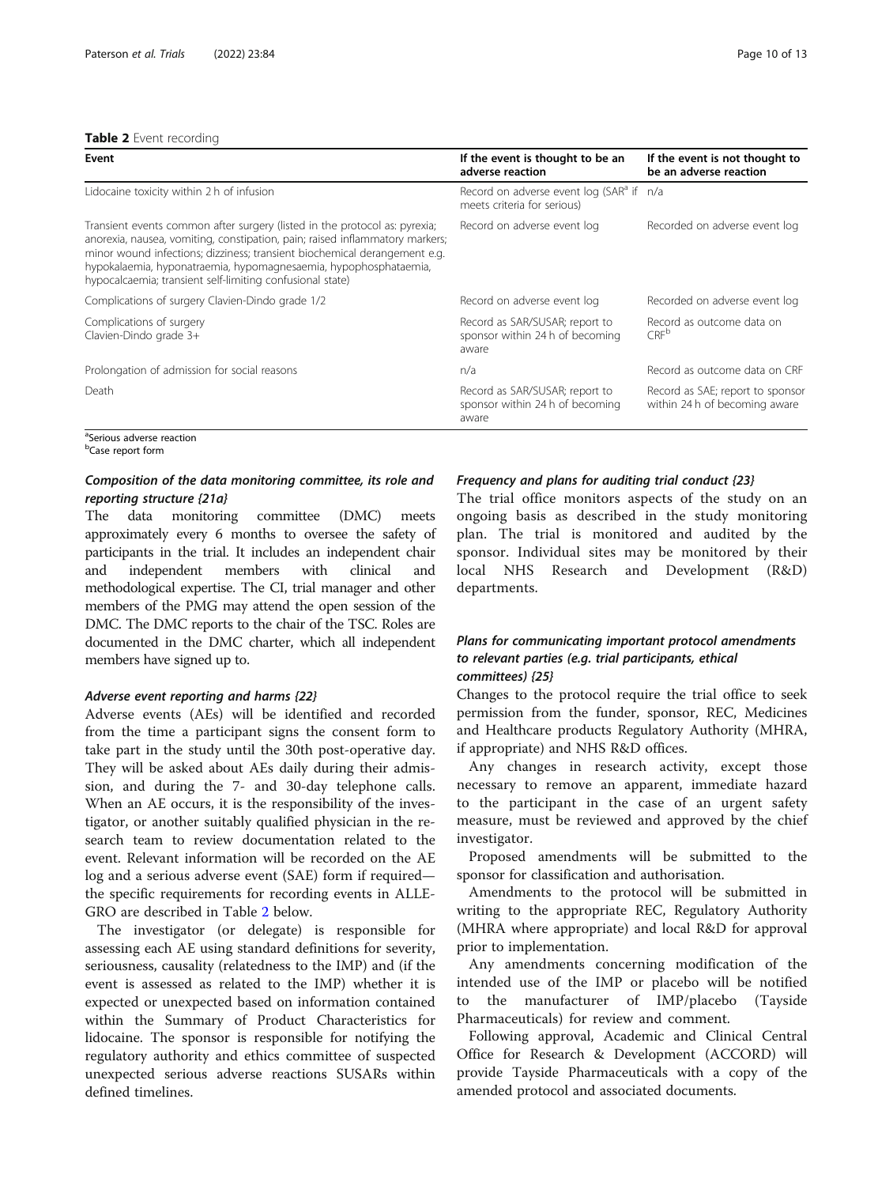**Table 2** Event recording

| Event | If the event is thought to be an adverse reaction | If the event is not thought to be an adverse reaction |
|---|---|---|
| Lidocaine toxicity within 2 h of infusion | Record on adverse event log (SAR[a] if meets criteria for serious) | n/a |
| Transient events common after surgery (listed in the protocol as: pyrexia; anorexia, nausea, vomiting, constipation, pain; raised inflammatory markers; minor wound infections; dizziness; transient biochemical derangement e.g. hypokalaemia, hyponatraemia, hypomagnesaemia, hypophosphataemia, hypocalcaemia; transient self-limiting confusional state) | Record on adverse event log | Recorded on adverse event log |
| Complications of surgery Clavien-Dindo grade 1/2 | Record on adverse event log | Recorded on adverse event log |
| Complications of surgery Clavien-Dindo grade 3+ | Record as SAR/SUSAR; report to sponsor within 24 h of becoming aware | Record as outcome data on CRF[b] |
| Prolongation of admission for social reasons | n/a | Record as outcome data on CRF |
| Death | Record as SAR/SUSAR; report to sponsor within 24 h of becoming aware | Record as SAE; report to sponsor within 24 h of becoming aware |

[a]Serious adverse reaction
[b]Case report form

### *Composition of the data monitoring committee, its role and reporting structure {21a}*

The data monitoring committee (DMC) meets approximately every 6 months to oversee the safety of participants in the trial. It includes an independent chair and independent members with clinical and methodological expertise. The CI, trial manager and other members of the PMG may attend the open session of the DMC. The DMC reports to the chair of the TSC. Roles are documented in the DMC charter, which all independent members have signed up to.

### *Adverse event reporting and harms {22}*

Adverse events (AEs) will be identified and recorded from the time a participant signs the consent form to take part in the study until the 30th post-operative day. They will be asked about AEs daily during their admission, and during the 7- and 30-day telephone calls. When an AE occurs, it is the responsibility of the investigator, or another suitably qualified physician in the research team to review documentation related to the event. Relevant information will be recorded on the AE log and a serious adverse event (SAE) form if required—the specific requirements for recording events in ALLEGRO are described in Table 2 below.

The investigator (or delegate) is responsible for assessing each AE using standard definitions for severity, seriousness, causality (relatedness to the IMP) and (if the event is assessed as related to the IMP) whether it is expected or unexpected based on information contained within the Summary of Product Characteristics for lidocaine. The sponsor is responsible for notifying the regulatory authority and ethics committee of suspected unexpected serious adverse reactions SUSARs within defined timelines.

### *Frequency and plans for auditing trial conduct {23}*

The trial office monitors aspects of the study on an ongoing basis as described in the study monitoring plan. The trial is monitored and audited by the sponsor. Individual sites may be monitored by their local NHS Research and Development (R&D) departments.

### *Plans for communicating important protocol amendments to relevant parties (e.g. trial participants, ethical committees) {25}*

Changes to the protocol require the trial office to seek permission from the funder, sponsor, REC, Medicines and Healthcare products Regulatory Authority (MHRA, if appropriate) and NHS R&D offices.

Any changes in research activity, except those necessary to remove an apparent, immediate hazard to the participant in the case of an urgent safety measure, must be reviewed and approved by the chief investigator.

Proposed amendments will be submitted to the sponsor for classification and authorisation.

Amendments to the protocol will be submitted in writing to the appropriate REC, Regulatory Authority (MHRA where appropriate) and local R&D for approval prior to implementation.

Any amendments concerning modification of the intended use of the IMP or placebo will be notified to the manufacturer of IMP/placebo (Tayside Pharmaceuticals) for review and comment.

Following approval, Academic and Clinical Central Office for Research & Development (ACCORD) will provide Tayside Pharmaceuticals with a copy of the amended protocol and associated documents.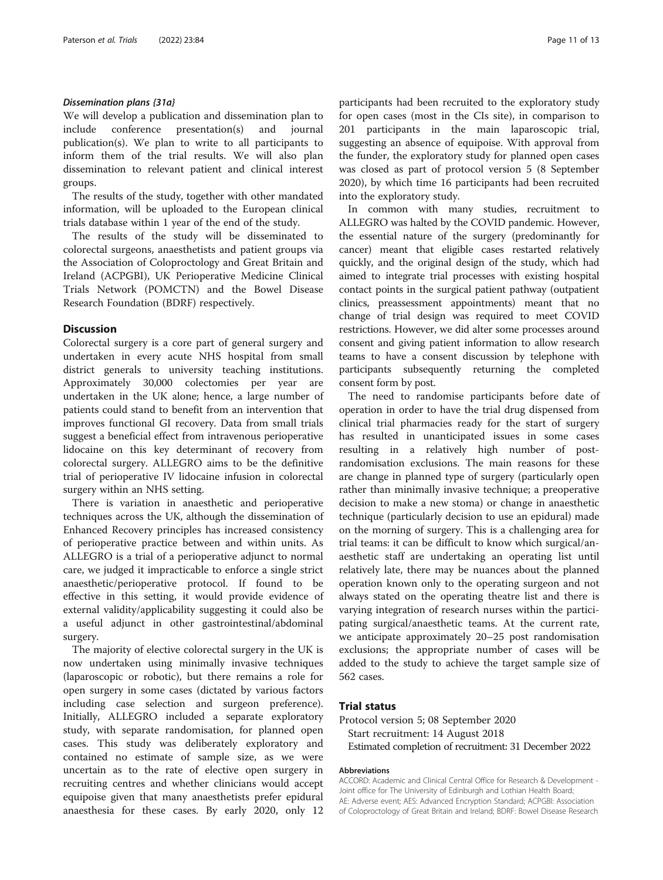#### *Dissemination plans {31a}*

We will develop a publication and dissemination plan to include conference presentation(s) and journal publication(s). We plan to write to all participants to inform them of the trial results. We will also plan dissemination to relevant patient and clinical interest groups.

The results of the study, together with other mandated information, will be uploaded to the European clinical trials database within 1 year of the end of the study.

The results of the study will be disseminated to colorectal surgeons, anaesthetists and patient groups via the Association of Coloproctology and Great Britain and Ireland (ACPGBI), UK Perioperative Medicine Clinical Trials Network (POMCTN) and the Bowel Disease Research Foundation (BDRF) respectively.

## Discussion

Colorectal surgery is a core part of general surgery and undertaken in every acute NHS hospital from small district generals to university teaching institutions. Approximately 30,000 colectomies per year are undertaken in the UK alone; hence, a large number of patients could stand to benefit from an intervention that improves functional GI recovery. Data from small trials suggest a beneficial effect from intravenous perioperative lidocaine on this key determinant of recovery from colorectal surgery. ALLEGRO aims to be the definitive trial of perioperative IV lidocaine infusion in colorectal surgery within an NHS setting.

There is variation in anaesthetic and perioperative techniques across the UK, although the dissemination of Enhanced Recovery principles has increased consistency of perioperative practice between and within units. As ALLEGRO is a trial of a perioperative adjunct to normal care, we judged it impracticable to enforce a single strict anaesthetic/perioperative protocol. If found to be effective in this setting, it would provide evidence of external validity/applicability suggesting it could also be a useful adjunct in other gastrointestinal/abdominal surgery.

The majority of elective colorectal surgery in the UK is now undertaken using minimally invasive techniques (laparoscopic or robotic), but there remains a role for open surgery in some cases (dictated by various factors including case selection and surgeon preference). Initially, ALLEGRO included a separate exploratory study, with separate randomisation, for planned open cases. This study was deliberately exploratory and contained no estimate of sample size, as we were uncertain as to the rate of elective open surgery in recruiting centres and whether clinicians would accept equipoise given that many anaesthetists prefer epidural anaesthesia for these cases. By early 2020, only 12 participants had been recruited to the exploratory study for open cases (most in the CIs site), in comparison to 201 participants in the main laparoscopic trial, suggesting an absence of equipoise. With approval from the funder, the exploratory study for planned open cases was closed as part of protocol version 5 (8 September 2020), by which time 16 participants had been recruited into the exploratory study.

In common with many studies, recruitment to ALLEGRO was halted by the COVID pandemic. However, the essential nature of the surgery (predominantly for cancer) meant that eligible cases restarted relatively quickly, and the original design of the study, which had aimed to integrate trial processes with existing hospital contact points in the surgical patient pathway (outpatient clinics, preassessment appointments) meant that no change of trial design was required to meet COVID restrictions. However, we did alter some processes around consent and giving patient information to allow research teams to have a consent discussion by telephone with participants subsequently returning the completed consent form by post.

The need to randomise participants before date of operation in order to have the trial drug dispensed from clinical trial pharmacies ready for the start of surgery has resulted in unanticipated issues in some cases resulting in a relatively high number of post-randomisation exclusions. The main reasons for these are change in planned type of surgery (particularly open rather than minimally invasive technique; a preoperative decision to make a new stoma) or change in anaesthetic technique (particularly decision to use an epidural) made on the morning of surgery. This is a challenging area for trial teams: it can be difficult to know which surgical/anaesthetic staff are undertaking an operating list until relatively late, there may be nuances about the planned operation known only to the operating surgeon and not always stated on the operating theatre list and there is varying integration of research nurses within the participating surgical/anaesthetic teams. At the current rate, we anticipate approximately 20–25 post randomisation exclusions; the appropriate number of cases will be added to the study to achieve the target sample size of 562 cases.

## Trial status

Protocol version 5; 08 September 2020

Start recruitment: 14 August 2018

Estimated completion of recruitment: 31 December 2022

#### Abbreviations

ACCORD: Academic and Clinical Central Office for Research & Development - Joint office for The University of Edinburgh and Lothian Health Board; AE: Adverse event; AES: Advanced Encryption Standard; ACPGBI: Association of Coloproctology of Great Britain and Ireland; BDRF: Bowel Disease Research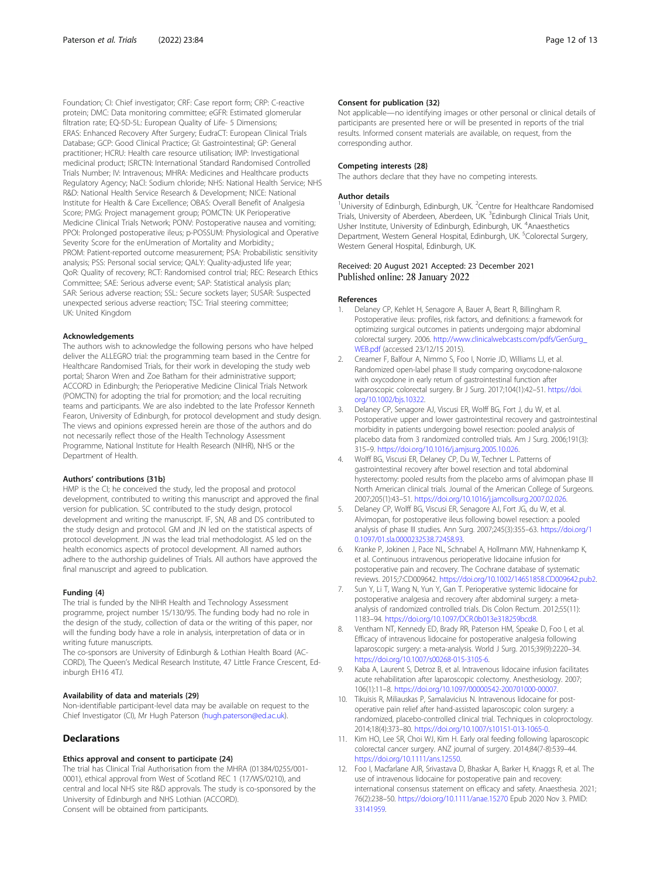Foundation; CI: Chief investigator; CRF: Case report form; CRP: C-reactive protein; DMC: Data monitoring committee; eGFR: Estimated glomerular filtration rate; EQ-5D-5L: European Quality of Life- 5 Dimensions; ERAS: Enhanced Recovery After Surgery; EudraCT: European Clinical Trials Database; GCP: Good Clinical Practice; GI: Gastrointestinal; GP: General practitioner; HCRU: Health care resource utilisation; IMP: Investigational medicinal product; ISRCTN: International Standard Randomised Controlled Trials Number; IV: Intravenous; MHRA: Medicines and Healthcare products Regulatory Agency; NaCl: Sodium chloride; NHS: National Health Service; NHS R&D: National Health Service Research & Development; NICE: National Institute for Health & Care Excellence; OBAS: Overall Benefit of Analgesia Score; PMG: Project management group; POMCTN: UK Perioperative Medicine Clinical Trials Network; PONV: Postoperative nausea and vomiting; PPOI: Prolonged postoperative ileus; p-POSSUM: Physiological and Operative Severity Score for the enUmeration of Mortality and Morbidity.; PROM: Patient-reported outcome measurement; PSA: Probabilistic sensitivity analysis; PSS: Personal social service; QALY: Quality-adjusted life year; QoR: Quality of recovery; RCT: Randomised control trial; REC: Research Ethics Committee; SAE: Serious adverse event; SAP: Statistical analysis plan; SAR: Serious adverse reaction; SSL: Secure sockets layer; SUSAR: Suspected unexpected serious adverse reaction; TSC: Trial steering committee; UK: United Kingdom

### Acknowledgements

The authors wish to acknowledge the following persons who have helped deliver the ALLEGRO trial: the programming team based in the Centre for Healthcare Randomised Trials, for their work in developing the study web portal; Sharon Wren and Zoe Batham for their administrative support; ACCORD in Edinburgh; the Perioperative Medicine Clinical Trials Network (POMCTN) for adopting the trial for promotion; and the local recruiting teams and participants. We are also indebted to the late Professor Kenneth Fearon, University of Edinburgh, for protocol development and study design. The views and opinions expressed herein are those of the authors and do not necessarily reflect those of the Health Technology Assessment Programme, National Institute for Health Research (NIHR), NHS or the Department of Health.

### Authors' contributions {31b}

HMP is the CI; he conceived the study, led the proposal and protocol development, contributed to writing this manuscript and approved the final version for publication. SC contributed to the study design, protocol development and writing the manuscript. IF, SN, AB and DS contributed to the study design and protocol. GM and JN led on the statistical aspects of protocol development. JN was the lead trial methodologist. AS led on the health economics aspects of protocol development. All named authors adhere to the authorship guidelines of Trials. All authors have approved the final manuscript and agreed to publication.

### Funding {4}

The trial is funded by the NIHR Health and Technology Assessment programme, project number 15/130/95. The funding body had no role in the design of the study, collection of data or the writing of this paper, nor will the funding body have a role in analysis, interpretation of data or in writing future manuscripts.
The co-sponsors are University of Edinburgh & Lothian Health Board (ACCORD), The Queen's Medical Research Institute, 47 Little France Crescent, Edinburgh EH16 4TJ.

### Availability of data and materials {29}

Non-identifiable participant-level data may be available on request to the Chief Investigator (CI), Mr Hugh Paterson (hugh.paterson@ed.ac.uk).

## Declarations

### Ethics approval and consent to participate {24}

The trial has Clinical Trial Authorisation from the MHRA (01384/0255/001-0001), ethical approval from West of Scotland REC 1 (17/WS/0210), and central and local NHS site R&D approvals. The study is co-sponsored by the University of Edinburgh and NHS Lothian (ACCORD).
Consent will be obtained from participants.

### Consent for publication {32}

Not applicable—no identifying images or other personal or clinical details of participants are presented here or will be presented in reports of the trial results. Informed consent materials are available, on request, from the corresponding author.

### Competing interests {28}

The authors declare that they have no competing interests.

### Author details

[1]University of Edinburgh, Edinburgh, UK. [2]Centre for Healthcare Randomised Trials, University of Aberdeen, Aberdeen, UK. [3]Edinburgh Clinical Trials Unit, Usher Institute, University of Edinburgh, Edinburgh, UK. [4]Anaesthetics Department, Western General Hospital, Edinburgh, UK. [5]Colorectal Surgery, Western General Hospital, Edinburgh, UK.

Received: 20 August 2021 Accepted: 23 December 2021
Published online: 28 January 2022

### References

1. Delaney CP, Kehlet H, Senagore A, Bauer A, Beart R, Billingham R. Postoperative ileus: profiles, risk factors, and definitions: a framework for optimizing surgical outcomes in patients undergoing major abdominal colorectal surgery. 2006. http://www.clinicalwebcasts.com/pdfs/GenSurg_WEB.pdf (accessed 23/12/15 2015).
2. Creamer F, Balfour A, Nimmo S, Foo I, Norrie JD, Williams LJ, et al. Randomized open-label phase II study comparing oxycodone-naloxone with oxycodone in early return of gastrointestinal function after laparoscopic colorectal surgery. Br J Surg. 2017;104(1):42–51. https://doi.org/10.1002/bjs.10322.
3. Delaney CP, Senagore AJ, Viscusi ER, Wolff BG, Fort J, du W, et al. Postoperative upper and lower gastrointestinal recovery and gastrointestinal morbidity in patients undergoing bowel resection: pooled analysis of placebo data from 3 randomized controlled trials. Am J Surg. 2006;191(3): 315–9. https://doi.org/10.1016/j.amjsurg.2005.10.026.
4. Wolff BG, Viscusi ER, Delaney CP, Du W, Techner L. Patterns of gastrointestinal recovery after bowel resection and total abdominal hysterectomy: pooled results from the placebo arms of alvimopan phase III North American clinical trials. Journal of the American College of Surgeons. 2007;205(1):43–51. https://doi.org/10.1016/j.jamcollsurg.2007.02.026.
5. Delaney CP, Wolff BG, Viscusi ER, Senagore AJ, Fort JG, du W, et al. Alvimopan, for postoperative ileus following bowel resection: a pooled analysis of phase III studies. Ann Surg. 2007;245(3):355–63. https://doi.org/10.1097/01.sla.0000232538.72458.93.
6. Kranke P, Jokinen J, Pace NL, Schnabel A, Hollmann MW, Hahnenkamp K, et al. Continuous intravenous perioperative lidocaine infusion for postoperative pain and recovery. The Cochrane database of systematic reviews. 2015;7:CD009642. https://doi.org/10.1002/14651858.CD009642.pub2.
7. Sun Y, Li T, Wang N, Yun Y, Gan T. Perioperative systemic lidocaine for postoperative analgesia and recovery after abdominal surgery: a meta-analysis of randomized controlled trials. Dis Colon Rectum. 2012;55(11): 1183–94. https://doi.org/10.1097/DCR.0b013e318259bcd8.
8. Ventham NT, Kennedy ED, Brady RR, Paterson HM, Speake D, Foo I, et al. Efficacy of intravenous lidocaine for postoperative analgesia following laparoscopic surgery: a meta-analysis. World J Surg. 2015;39(9):2220–34. https://doi.org/10.1007/s00268-015-3105-6.
9. Kaba A, Laurent S, Detroz B, et al. Intravenous lidocaine infusion facilitates acute rehabilitation after laparoscopic colectomy. Anesthesiology. 2007; 106(1):11–8. https://doi.org/10.1097/00000542-200701000-00007.
10. Tikuisis R, Miliauskas P, Samalavicius N. Intravenous lidocaine for post-operative pain relief after hand-assisted laparoscopic colon surgery: a randomized, placebo-controlled clinical trial. Techniques in coloproctology. 2014;18(4):373–80. https://doi.org/10.1007/s10151-013-1065-0.
11. Kim HO, Lee SR, Choi WJ, Kim H. Early oral feeding following laparoscopic colorectal cancer surgery. ANZ journal of surgery. 2014;84(7-8):539–44. https://doi.org/10.1111/ans.12550.
12. Foo I, Macfarlane AJR, Srivastava D, Bhaskar A, Barker H, Knaggs R, et al. The use of intravenous lidocaine for postoperative pain and recovery: international consensus statement on efficacy and safety. Anaesthesia. 2021; 76(2):238–50. https://doi.org/10.1111/anae.15270 Epub 2020 Nov 3. PMID: 33141959.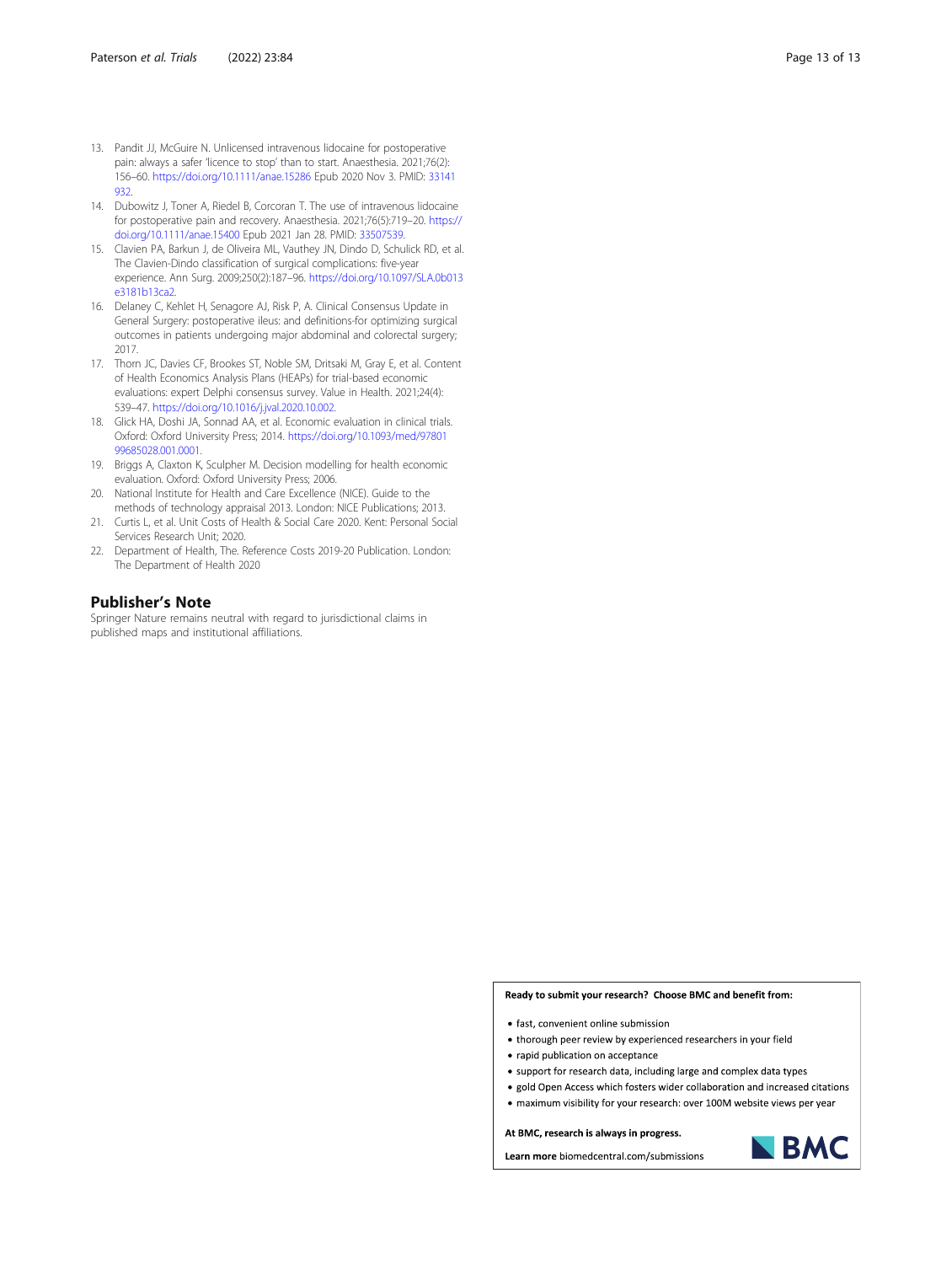13. Pandit JJ, McGuire N. Unlicensed intravenous lidocaine for postoperative pain: always a safer 'licence to stop' than to start. Anaesthesia. 2021;76(2): 156–60. https://doi.org/10.1111/anae.15286 Epub 2020 Nov 3. PMID: 33141932.
14. Dubowitz J, Toner A, Riedel B, Corcoran T. The use of intravenous lidocaine for postoperative pain and recovery. Anaesthesia. 2021;76(5):719–20. https://doi.org/10.1111/anae.15400 Epub 2021 Jan 28. PMID: 33507539.
15. Clavien PA, Barkun J, de Oliveira ML, Vauthey JN, Dindo D, Schulick RD, et al. The Clavien-Dindo classification of surgical complications: five-year experience. Ann Surg. 2009;250(2):187–96. https://doi.org/10.1097/SLA.0b013e3181b13ca2.
16. Delaney C, Kehlet H, Senagore AJ, Risk P, A. Clinical Consensus Update in General Surgery: postoperative ileus: and definitions-for optimizing surgical outcomes in patients undergoing major abdominal and colorectal surgery; 2017.
17. Thorn JC, Davies CF, Brookes ST, Noble SM, Dritsaki M, Gray E, et al. Content of Health Economics Analysis Plans (HEAPs) for trial-based economic evaluations: expert Delphi consensus survey. Value in Health. 2021;24(4): 539–47. https://doi.org/10.1016/j.jval.2020.10.002.
18. Glick HA, Doshi JA, Sonnad AA, et al. Economic evaluation in clinical trials. Oxford: Oxford University Press; 2014. https://doi.org/10.1093/med/9780199685028.001.0001.
19. Briggs A, Claxton K, Sculpher M. Decision modelling for health economic evaluation. Oxford: Oxford University Press; 2006.
20. National Institute for Health and Care Excellence (NICE). Guide to the methods of technology appraisal 2013. London: NICE Publications; 2013.
21. Curtis L, et al. Unit Costs of Health & Social Care 2020. Kent: Personal Social Services Research Unit; 2020.
22. Department of Health, The. Reference Costs 2019-20 Publication. London: The Department of Health 2020

## Publisher's Note

Springer Nature remains neutral with regard to jurisdictional claims in published maps and institutional affiliations.

**Ready to submit your research? Choose BMC and benefit from:**

- fast, convenient online submission
- thorough peer review by experienced researchers in your field
- rapid publication on acceptance
- support for research data, including large and complex data types
- gold Open Access which fosters wider collaboration and increased citations
- maximum visibility for your research: over 100M website views per year

**At BMC, research is always in progress.**

**Learn more** biomedcentral.com/submissions

BMC